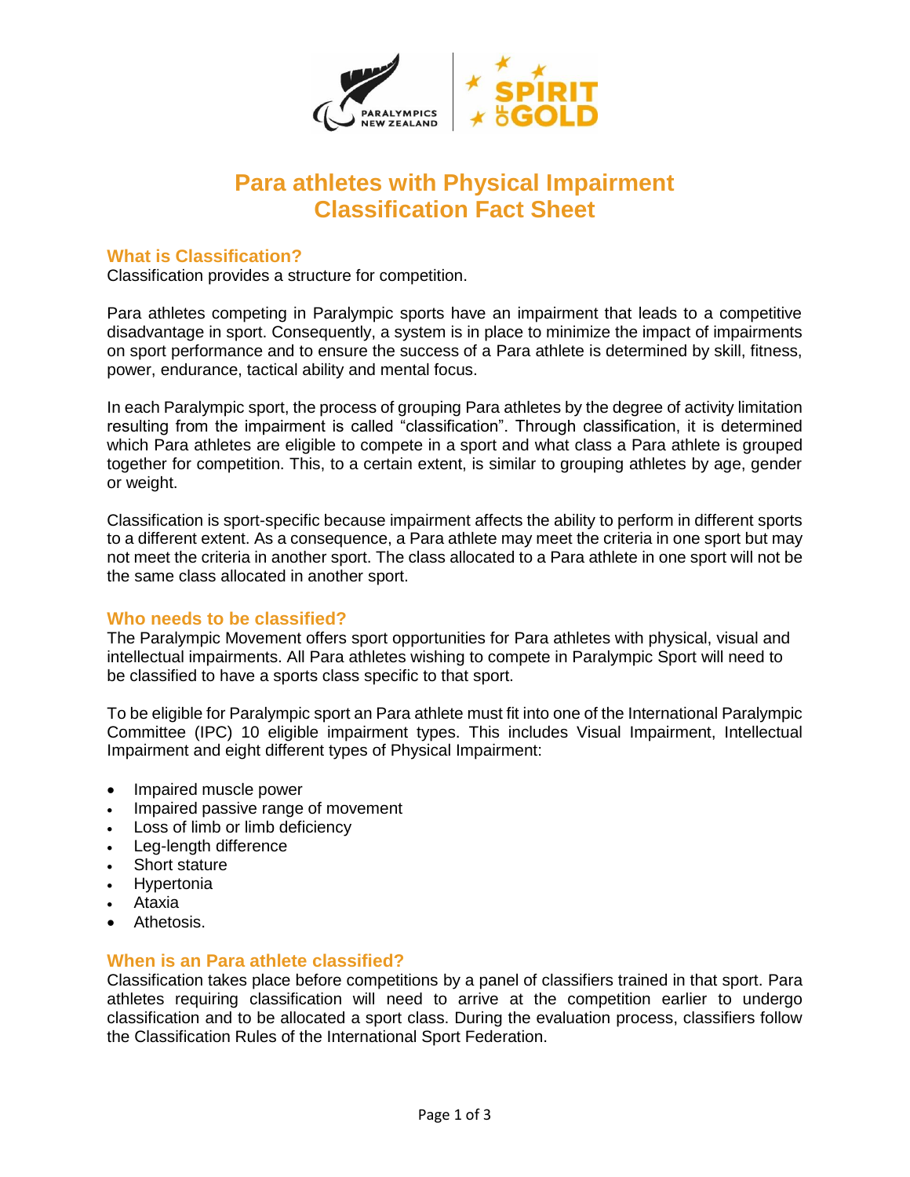# Para athletes with Physical Impairment Classification Fact Sheet

## What is Classification?

Classification provides a structure for competition.

Para athletes competing in Paralympic sports have an impairment that leads to a competitive disadvantage in sport. Consequently, a system is in place to minimize the impact of impairments on sport performance and to ensure the success of a Para athlete is determined by skill, fitness, power, endurance, tactical ability and mental focus.

In each Paralympic sport, the process of grouping Para athletes by the degree of activity limitation resulting from the impairment is called "classification". Through classification, it is determined which Para athletes are eligible to compete in a sport and what class a Para athlete is grouped together for competition. This, to a certain extent, is similar to grouping athletes by age, gender or weight.

Classification is sport-specific because impairment affects the ability to perform in different sports to a different extent. As a consequence, a Para athlete may meet the criteria in one sport but may not meet the criteria in another sport. The class allocated to a Para athlete in one sport will not be the same class allocated in another sport.

## Who needs to be classified?

The Paralympic Movement offers sport opportunities for Para athletes with physical, visual and intellectual impairments. All Para athletes wishing to compete in Paralympic Sport will need to be classified to have a sports class specific to that sport.

To be eligible for Paralympic sport an Para athlete must fit into one of the International Paralympic Committee (IPC) 10 eligible impairment types. This includes Visual Impairment, Intellectual Impairment and eight different types of Physical Impairment:

- Impaired muscle power
- Impaired passive range of movement
- Loss of limb or limb deficiency
- Leg-length difference
- Short stature
- Hypertonia
- Ataxia
- Athetosis.

## When is an Para athlete classified?

Classification takes place before competitions by a panel of classifiers trained in that sport. Para athletes requiring classification will need to arrive at the competition earlier to undergo classification and to be allocated a sport class. During the evaluation process, classifiers follow the Classification Rules of the International Sport Federation.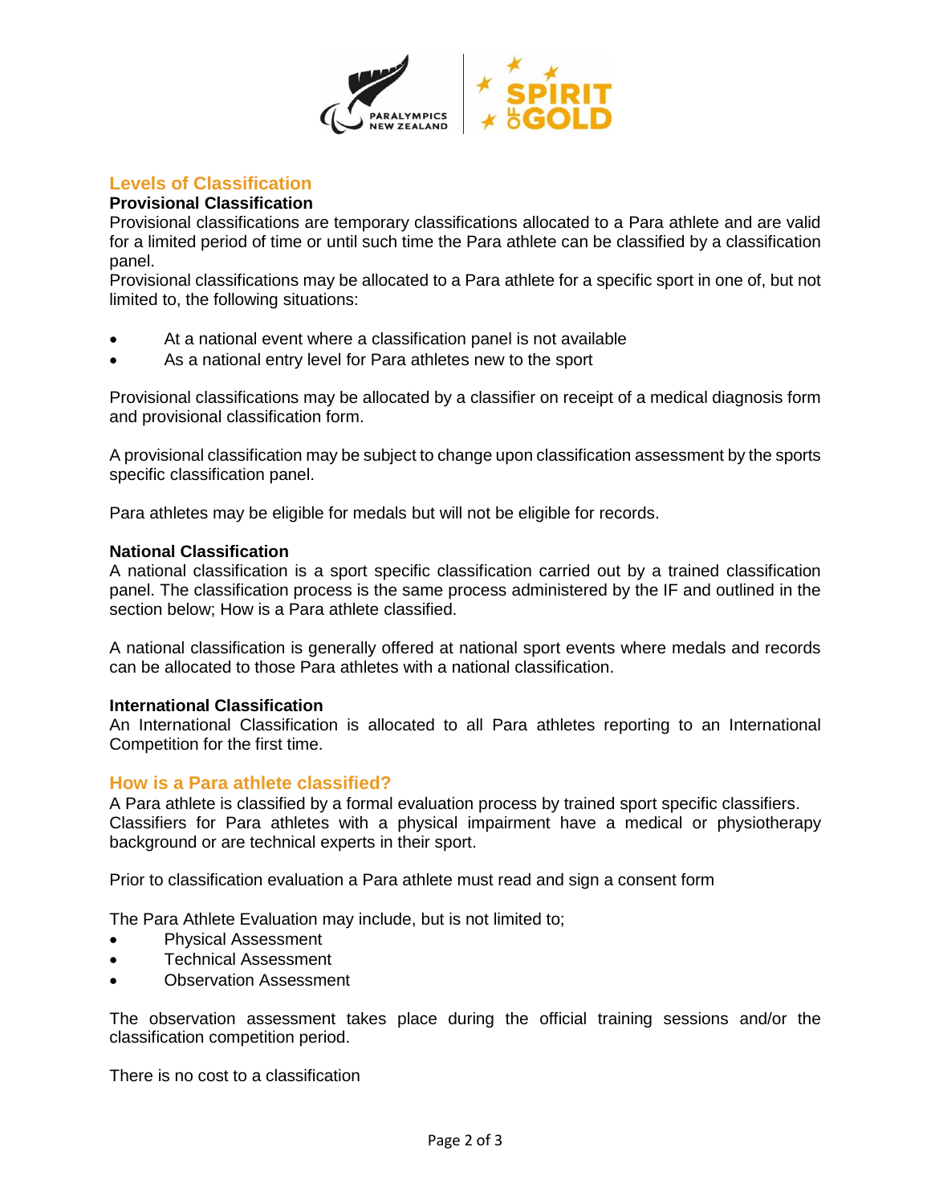## Levels of Classification

### Provisional Classification

Provisional classifications are temporary classifications allocated to a Para athlete and are valid for a limited period of time or until such time the Para athlete can be classified by a classification panel.

Provisional classifications may be allocated to a Para athlete for a specific sport in one of, but not limited to, the following situations:

- At a national event where a classification panel is not available
- As a national entry level for Para athletes new to the sport

Provisional classifications may be allocated by a classifier on receipt of a medical diagnosis form and provisional classification form.

A provisional classification may be subject to change upon classification assessment by the sports specific classification panel.

Para athletes may be eligible for medals but will not be eligible for records.

### National Classification

A national classification is a sport specific classification carried out by a trained classification panel. The classification process is the same process administered by the IF and outlined in the section below; How is a Para athlete classified.

A national classification is generally offered at national sport events where medals and records can be allocated to those Para athletes with a national classification.

### International Classification

An International Classification is allocated to all Para athletes reporting to an International Competition for the first time.

## How is a Para athlete classified?

A Para athlete is classified by a formal evaluation process by trained sport specific classifiers. Classifiers for Para athletes with a physical impairment have a medical or physiotherapy background or are technical experts in their sport.

Prior to classification evaluation a Para athlete must read and sign a consent form

The Para Athlete Evaluation may include, but is not limited to;

- Physical Assessment
- Technical Assessment
- Observation Assessment

The observation assessment takes place during the official training sessions and/or the classification competition period.

There is no cost to a classification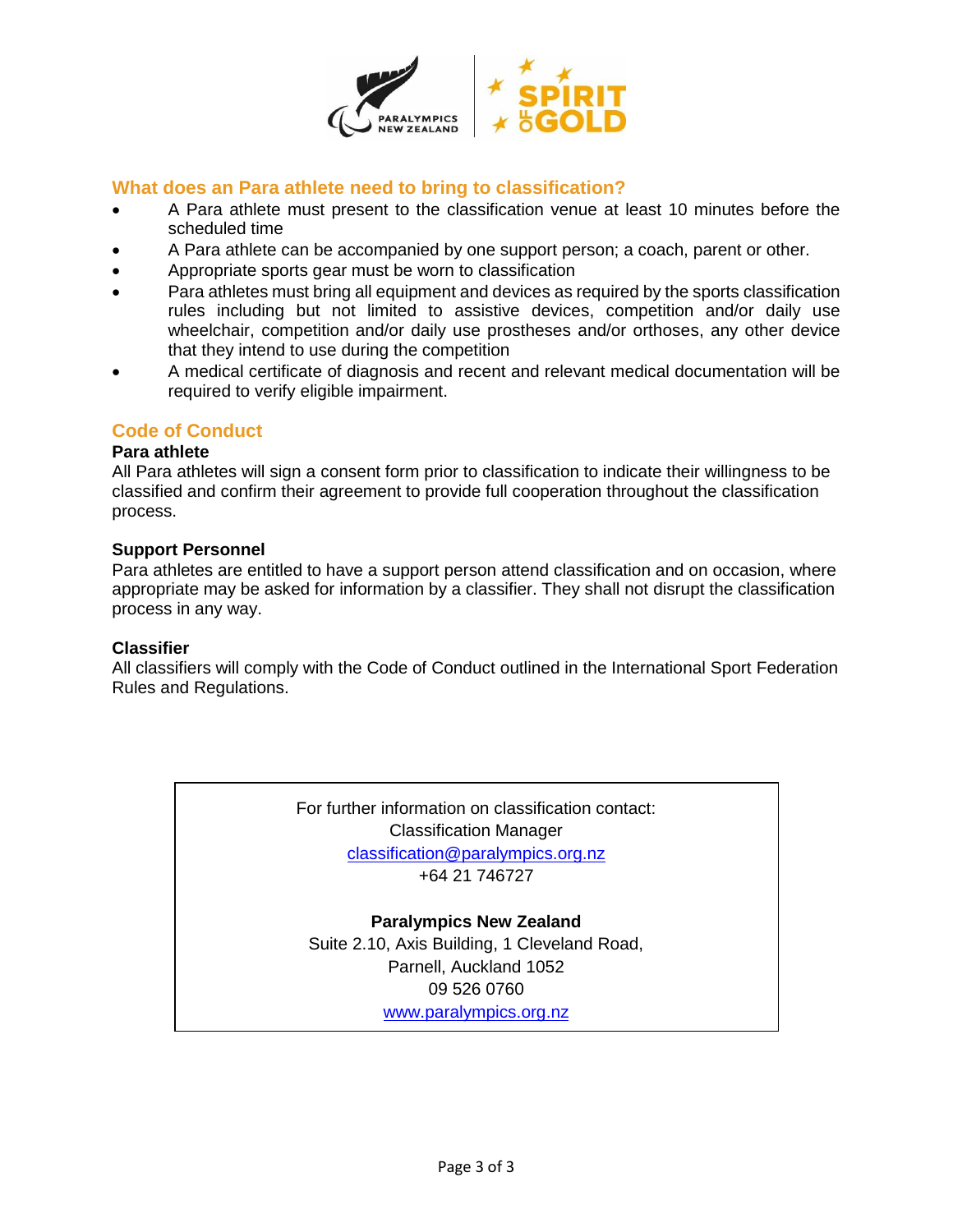## What does an Para athlete need to bring to classification?

- A Para athlete must present to the classification venue at least 10 minutes before the scheduled time
- A Para athlete can be accompanied by one support person; a coach, parent or other.
- Appropriate sports gear must be worn to classification
- Para athletes must bring all equipment and devices as required by the sports classification rules including but not limited to assistive devices, competition and/or daily use wheelchair, competition and/or daily use prostheses and/or orthoses, any other device that they intend to use during the competition
- A medical certificate of diagnosis and recent and relevant medical documentation will be required to verify eligible impairment.

## Code of Conduct

**Para athlete**

All Para athletes will sign a consent form prior to classification to indicate their willingness to be classified and confirm their agreement to provide full cooperation throughout the classification process.

**Support Personnel**

Para athletes are entitled to have a support person attend classification and on occasion, where appropriate may be asked for information by a classifier. They shall not disrupt the classification process in any way.

**Classifier**

All classifiers will comply with the Code of Conduct outlined in the International Sport Federation Rules and Regulations.

For further information on classification contact:
Classification Manager
classification@paralympics.org.nz
+64 21 746727

**Paralympics New Zealand**
Suite 2.10, Axis Building, 1 Cleveland Road,
Parnell, Auckland 1052
09 526 0760
www.paralympics.org.nz